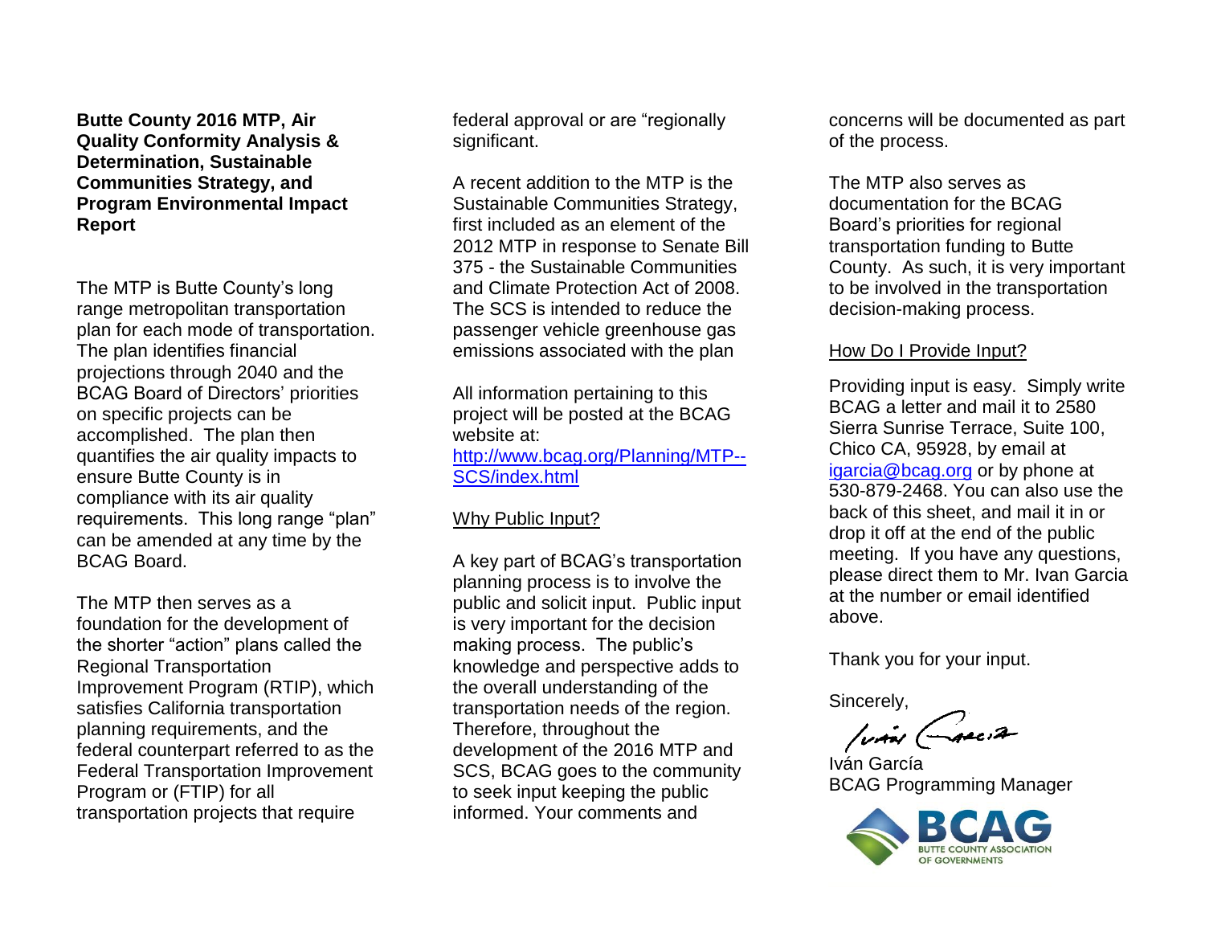**Butte County 2016 MTP, Air Quality Conformity Analysis & Determination, Sustainable Communities Strategy, and Program Environmental Impact Report**

The MTP is Butte County's long range metropolitan transportation plan for each mode of transportation. The plan identifies financial projections through 2040 and the BCAG Board of Directors' priorities on specific projects can be accomplished. The plan then quantifies the air quality impacts to ensure Butte County is in compliance with its air quality requirements. This long range "plan" can be amended at any time by the BCAG Board.

The MTP then serves as a foundation for the development of the shorter "action" plans called the Regional Transportation Improvement Program (RTIP), which satisfies California transportation planning requirements, and the federal counterpart referred to as the Federal Transportation Improvement Program or (FTIP) for all transportation projects that require federal approval or are "regionally significant.

A recent addition to the MTP is the Sustainable Communities Strategy, first included as an element of the 2012 MTP in response to Senate Bill 375 - the Sustainable Communities and Climate Protection Act of 2008. The SCS is intended to reduce the passenger vehicle greenhouse gas emissions associated with the plan

All information pertaining to this project will be posted at the BCAG website at: [http://www.bcag.org/Planning/MTP--SCS/index.html](http://www.bcag.org/Planning/MTP--SCS/index.html)

Why Public Input?

A key part of BCAG's transportation planning process is to involve the public and solicit input. Public input is very important for the decision making process. The public's knowledge and perspective adds to the overall understanding of the transportation needs of the region. Therefore, throughout the development of the 2016 MTP and SCS, BCAG goes to the community to seek input keeping the public informed. Your comments and concerns will be documented as part of the process.

The MTP also serves as documentation for the BCAG Board's priorities for regional transportation funding to Butte County. As such, it is very important to be involved in the transportation decision-making process.

How Do I Provide Input?

Providing input is easy. Simply write BCAG a letter and mail it to 2580 Sierra Sunrise Terrace, Suite 100, Chico CA, 95928, by email at [igarcia@bcag.org](mailto:igarcia@bcag.org) or by phone at 530-879-2468. You can also use the back of this sheet, and mail it in or drop it off at the end of the public meeting. If you have any questions, please direct them to Mr. Ivan Garcia at the number or email identified above.

Thank you for your input.

Sincerely,

Iván García
BCAG Programming Manager

BCAG
BUTTE COUNTY ASSOCIATION OF GOVERNMENTS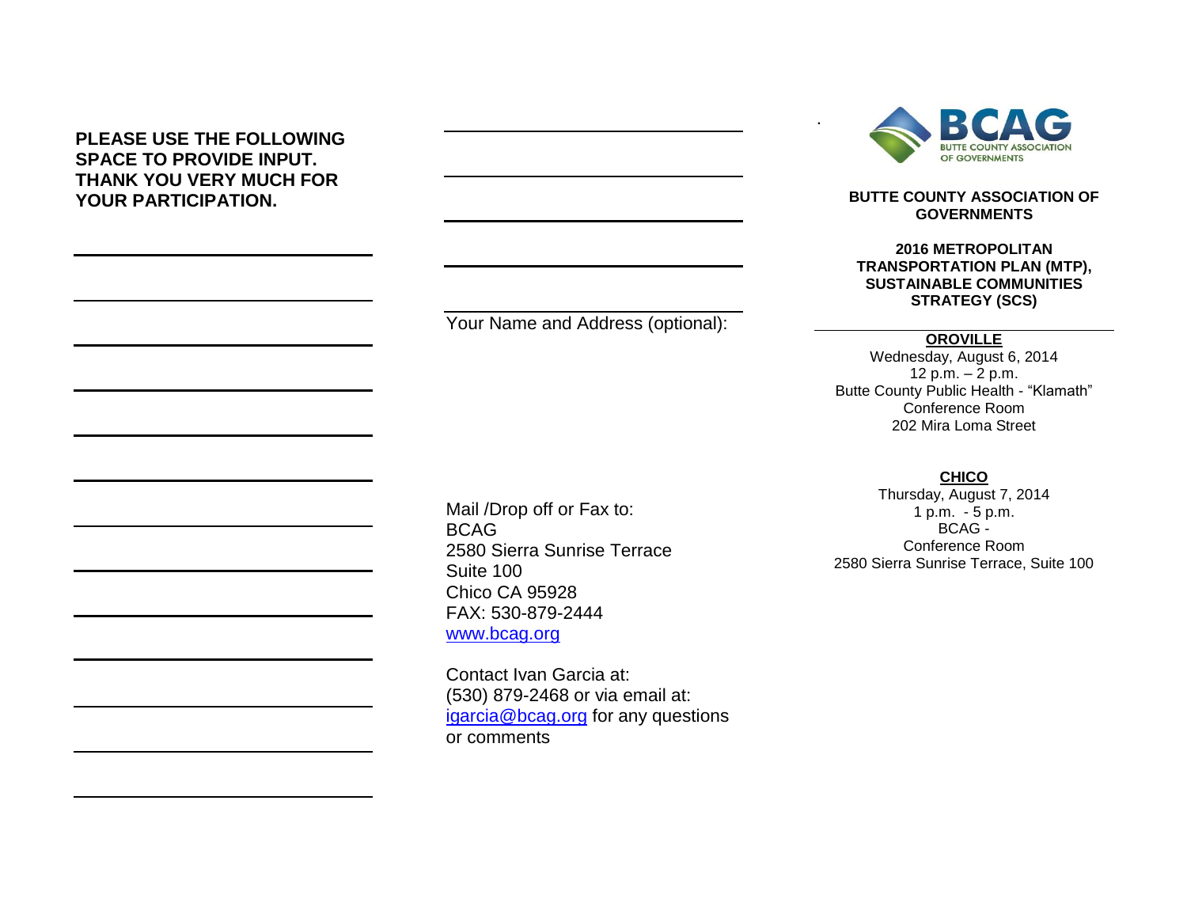**PLEASE USE THE FOLLOWING SPACE TO PROVIDE INPUT. THANK YOU VERY MUCH FOR YOUR PARTICIPATION.**

Your Name and Address (optional):

Mail /Drop off or Fax to:
BCAG
2580 Sierra Sunrise Terrace
Suite 100
Chico CA 95928
FAX: 530-879-2444
www.bcag.org

Contact Ivan Garcia at:
(530) 879-2468 or via email at:
igarcia@bcag.org for any questions or comments

BCAG
BUTTE COUNTY ASSOCIATION OF GOVERNMENTS

**BUTTE COUNTY ASSOCIATION OF GOVERNMENTS**

**2016 METROPOLITAN TRANSPORTATION PLAN (MTP), SUSTAINABLE COMMUNITIES STRATEGY (SCS)**

**OROVILLE**
Wednesday, August 6, 2014
12 p.m. – 2 p.m.
Butte County Public Health - "Klamath" Conference Room
202 Mira Loma Street

**CHICO**
Thursday, August 7, 2014
1 p.m. - 5 p.m.
BCAG - Conference Room
2580 Sierra Sunrise Terrace, Suite 100